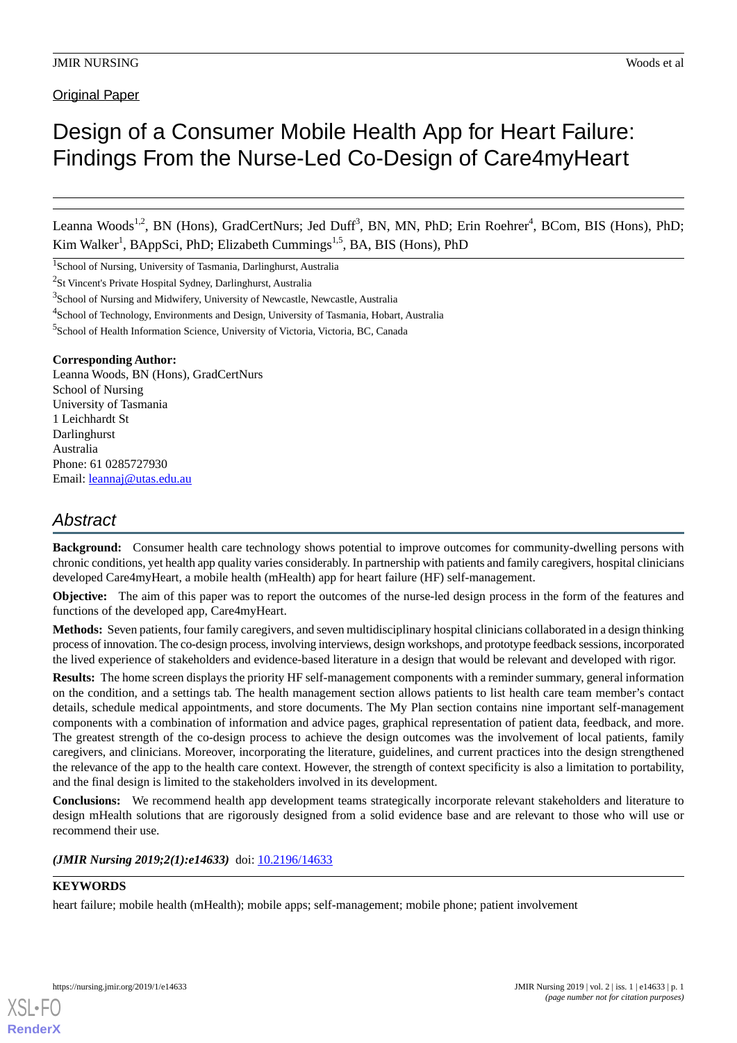Original Paper

# Design of a Consumer Mobile Health App for Heart Failure: Findings From the Nurse-Led Co-Design of Care4myHeart

Leanna Woods[1,2], BN (Hons), GradCertNurs; Jed Duff[3], BN, MN, PhD; Erin Roehrer[4], BCom, BIS (Hons), PhD; Kim Walker[1], BAppSci, PhD; Elizabeth Cummings[1,5], BA, BIS (Hons), PhD

[1]School of Nursing, University of Tasmania, Darlinghurst, Australia

[2]St Vincent's Private Hospital Sydney, Darlinghurst, Australia

[3]School of Nursing and Midwifery, University of Newcastle, Newcastle, Australia

[4]School of Technology, Environments and Design, University of Tasmania, Hobart, Australia

[5]School of Health Information Science, University of Victoria, Victoria, BC, Canada

**Corresponding Author:**
Leanna Woods, BN (Hons), GradCertNurs
School of Nursing
University of Tasmania
1 Leichhardt St
Darlinghurst
Australia
Phone: 61 0285727930
Email: leannaj@utas.edu.au

## Abstract

**Background:** Consumer health care technology shows potential to improve outcomes for community-dwelling persons with chronic conditions, yet health app quality varies considerably. In partnership with patients and family caregivers, hospital clinicians developed Care4myHeart, a mobile health (mHealth) app for heart failure (HF) self-management.

**Objective:** The aim of this paper was to report the outcomes of the nurse-led design process in the form of the features and functions of the developed app, Care4myHeart.

**Methods:** Seven patients, four family caregivers, and seven multidisciplinary hospital clinicians collaborated in a design thinking process of innovation. The co-design process, involving interviews, design workshops, and prototype feedback sessions, incorporated the lived experience of stakeholders and evidence-based literature in a design that would be relevant and developed with rigor.

**Results:** The home screen displays the priority HF self-management components with a reminder summary, general information on the condition, and a settings tab. The health management section allows patients to list health care team member's contact details, schedule medical appointments, and store documents. The My Plan section contains nine important self-management components with a combination of information and advice pages, graphical representation of patient data, feedback, and more. The greatest strength of the co-design process to achieve the design outcomes was the involvement of local patients, family caregivers, and clinicians. Moreover, incorporating the literature, guidelines, and current practices into the design strengthened the relevance of the app to the health care context. However, the strength of context specificity is also a limitation to portability, and the final design is limited to the stakeholders involved in its development.

**Conclusions:** We recommend health app development teams strategically incorporate relevant stakeholders and literature to design mHealth solutions that are rigorously designed from a solid evidence base and are relevant to those who will use or recommend their use.

***(JMIR Nursing 2019;2(1):e14633)*** doi: 10.2196/14633

**KEYWORDS**

heart failure; mobile health (mHealth); mobile apps; self-management; mobile phone; patient involvement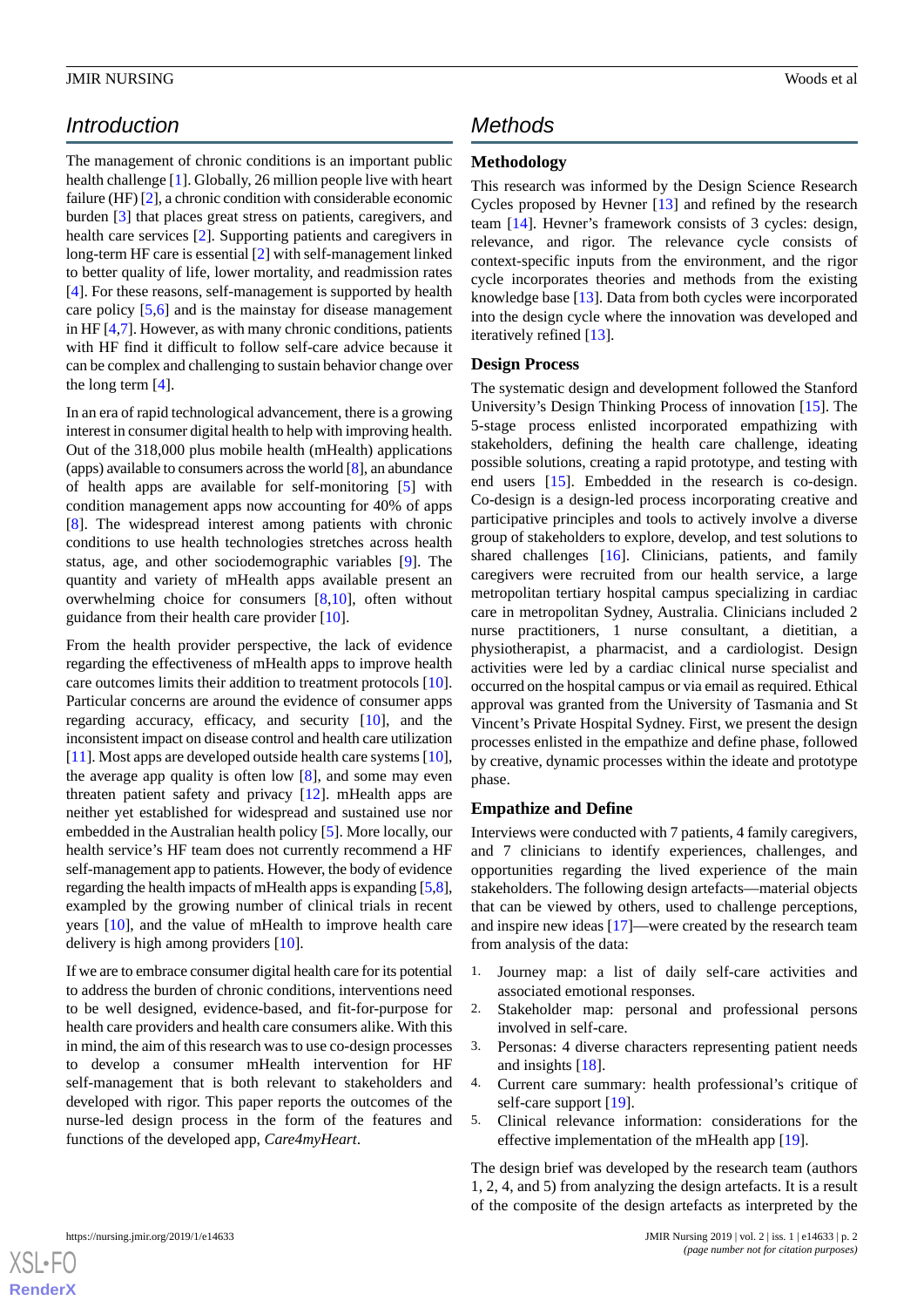## Introduction

The management of chronic conditions is an important public health challenge [1]. Globally, 26 million people live with heart failure (HF) [2], a chronic condition with considerable economic burden [3] that places great stress on patients, caregivers, and health care services [2]. Supporting patients and caregivers in long-term HF care is essential [2] with self-management linked to better quality of life, lower mortality, and readmission rates [4]. For these reasons, self-management is supported by health care policy [5,6] and is the mainstay for disease management in HF [4,7]. However, as with many chronic conditions, patients with HF find it difficult to follow self-care advice because it can be complex and challenging to sustain behavior change over the long term [4].

In an era of rapid technological advancement, there is a growing interest in consumer digital health to help with improving health. Out of the 318,000 plus mobile health (mHealth) applications (apps) available to consumers across the world [8], an abundance of health apps are available for self-monitoring [5] with condition management apps now accounting for 40% of apps [8]. The widespread interest among patients with chronic conditions to use health technologies stretches across health status, age, and other sociodemographic variables [9]. The quantity and variety of mHealth apps available present an overwhelming choice for consumers [8,10], often without guidance from their health care provider [10].

From the health provider perspective, the lack of evidence regarding the effectiveness of mHealth apps to improve health care outcomes limits their addition to treatment protocols [10]. Particular concerns are around the evidence of consumer apps regarding accuracy, efficacy, and security [10], and the inconsistent impact on disease control and health care utilization [11]. Most apps are developed outside health care systems [10], the average app quality is often low [8], and some may even threaten patient safety and privacy [12]. mHealth apps are neither yet established for widespread and sustained use nor embedded in the Australian health policy [5]. More locally, our health service's HF team does not currently recommend a HF self-management app to patients. However, the body of evidence regarding the health impacts of mHealth apps is expanding [5,8], exampled by the growing number of clinical trials in recent years [10], and the value of mHealth to improve health care delivery is high among providers [10].

If we are to embrace consumer digital health care for its potential to address the burden of chronic conditions, interventions need to be well designed, evidence-based, and fit-for-purpose for health care providers and health care consumers alike. With this in mind, the aim of this research was to use co-design processes to develop a consumer mHealth intervention for HF self-management that is both relevant to stakeholders and developed with rigor. This paper reports the outcomes of the nurse-led design process in the form of the features and functions of the developed app, *Care4myHeart*.

## Methods

### Methodology

This research was informed by the Design Science Research Cycles proposed by Hevner [13] and refined by the research team [14]. Hevner's framework consists of 3 cycles: design, relevance, and rigor. The relevance cycle consists of context-specific inputs from the environment, and the rigor cycle incorporates theories and methods from the existing knowledge base [13]. Data from both cycles were incorporated into the design cycle where the innovation was developed and iteratively refined [13].

### Design Process

The systematic design and development followed the Stanford University's Design Thinking Process of innovation [15]. The 5-stage process enlisted incorporated empathizing with stakeholders, defining the health care challenge, ideating possible solutions, creating a rapid prototype, and testing with end users [15]. Embedded in the research is co-design. Co-design is a design-led process incorporating creative and participative principles and tools to actively involve a diverse group of stakeholders to explore, develop, and test solutions to shared challenges [16]. Clinicians, patients, and family caregivers were recruited from our health service, a large metropolitan tertiary hospital campus specializing in cardiac care in metropolitan Sydney, Australia. Clinicians included 2 nurse practitioners, 1 nurse consultant, a dietitian, a physiotherapist, a pharmacist, and a cardiologist. Design activities were led by a cardiac clinical nurse specialist and occurred on the hospital campus or via email as required. Ethical approval was granted from the University of Tasmania and St Vincent's Private Hospital Sydney. First, we present the design processes enlisted in the empathize and define phase, followed by creative, dynamic processes within the ideate and prototype phase.

### Empathize and Define

Interviews were conducted with 7 patients, 4 family caregivers, and 7 clinicians to identify experiences, challenges, and opportunities regarding the lived experience of the main stakeholders. The following design artefacts—material objects that can be viewed by others, used to challenge perceptions, and inspire new ideas [17]—were created by the research team from analysis of the data:

1. Journey map: a list of daily self-care activities and associated emotional responses.
2. Stakeholder map: personal and professional persons involved in self-care.
3. Personas: 4 diverse characters representing patient needs and insights [18].
4. Current care summary: health professional's critique of self-care support [19].
5. Clinical relevance information: considerations for the effective implementation of the mHealth app [19].

The design brief was developed by the research team (authors 1, 2, 4, and 5) from analyzing the design artefacts. It is a result of the composite of the design artefacts as interpreted by the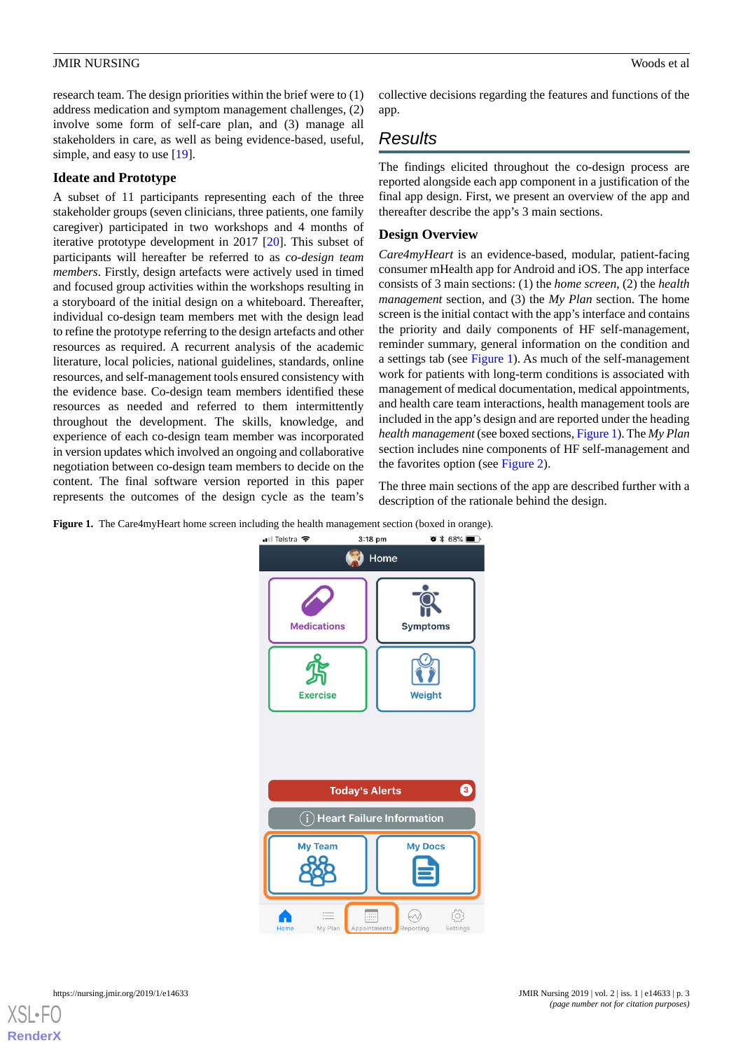research team. The design priorities within the brief were to (1) address medication and symptom management challenges, (2) involve some form of self-care plan, and (3) manage all stakeholders in care, as well as being evidence-based, useful, simple, and easy to use [19].

### Ideate and Prototype

A subset of 11 participants representing each of the three stakeholder groups (seven clinicians, three patients, one family caregiver) participated in two workshops and 4 months of iterative prototype development in 2017 [20]. This subset of participants will hereafter be referred to as *co-design team members*. Firstly, design artefacts were actively used in timed and focused group activities within the workshops resulting in a storyboard of the initial design on a whiteboard. Thereafter, individual co-design team members met with the design lead to refine the prototype referring to the design artefacts and other resources as required. A recurrent analysis of the academic literature, local policies, national guidelines, standards, online resources, and self-management tools ensured consistency with the evidence base. Co-design team members identified these resources as needed and referred to them intermittently throughout the development. The skills, knowledge, and experience of each co-design team member was incorporated in version updates which involved an ongoing and collaborative negotiation between co-design team members to decide on the content. The final software version reported in this paper represents the outcomes of the design cycle as the team's collective decisions regarding the features and functions of the app.

## Results

The findings elicited throughout the co-design process are reported alongside each app component in a justification of the final app design. First, we present an overview of the app and thereafter describe the app's 3 main sections.

### Design Overview

*Care4myHeart* is an evidence-based, modular, patient-facing consumer mHealth app for Android and iOS. The app interface consists of 3 main sections: (1) the *home screen*, (2) the *health management* section, and (3) the *My Plan* section. The home screen is the initial contact with the app's interface and contains the priority and daily components of HF self-management, reminder summary, general information on the condition and a settings tab (see Figure 1). As much of the self-management work for patients with long-term conditions is associated with management of medical documentation, medical appointments, and health care team interactions, health management tools are included in the app's design and are reported under the heading *health management* (see boxed sections, Figure 1). The *My Plan* section includes nine components of HF self-management and the favorites option (see Figure 2).

The three main sections of the app are described further with a description of the rationale behind the design.

**Figure 1.** The Care4myHeart home screen including the health management section (boxed in orange).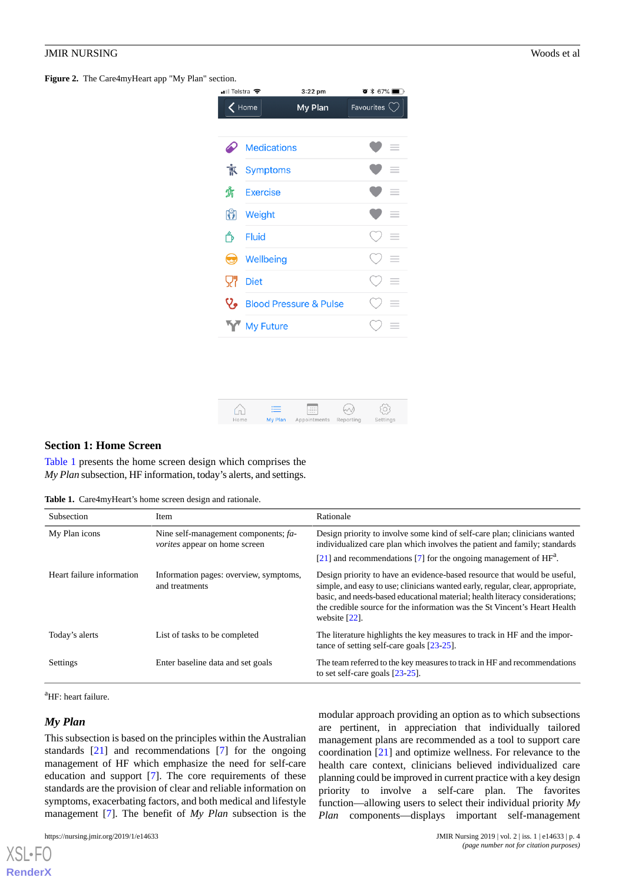**Figure 2.** The Care4myHeart app "My Plan" section.

## Section 1: Home Screen

Table 1 presents the home screen design which comprises the *My Plan* subsection, HF information, today's alerts, and settings.

**Table 1.** Care4myHeart's home screen design and rationale.

| Subsection | Item | Rationale |
|---|---|---|
| My Plan icons | Nine self-management components; *favorites* appear on home screen | Design priority to involve some kind of self-care plan; clinicians wanted individualized care plan which involves the patient and family; standards [21] and recommendations [7] for the ongoing management of HF[a]. |
| Heart failure information | Information pages: overview, symptoms, and treatments | Design priority to have an evidence-based resource that would be useful, simple, and easy to use; clinicians wanted early, regular, clear, appropriate, basic, and needs-based educational material; health literacy considerations; the credible source for the information was the St Vincent's Heart Health website [22]. |
| Today's alerts | List of tasks to be completed | The literature highlights the key measures to track in HF and the importance of setting self-care goals [23-25]. |
| Settings | Enter baseline data and set goals | The team referred to the key measures to track in HF and recommendations to set self-care goals [23-25]. |

[a]HF: heart failure.

### *My Plan*

This subsection is based on the principles within the Australian standards [21] and recommendations [7] for the ongoing management of HF which emphasize the need for self-care education and support [7]. The core requirements of these standards are the provision of clear and reliable information on symptoms, exacerbating factors, and both medical and lifestyle management [7]. The benefit of *My Plan* subsection is the modular approach providing an option as to which subsections are pertinent, in appreciation that individually tailored management plans are recommended as a tool to support care coordination [21] and optimize wellness. For relevance to the health care context, clinicians believed individualized care planning could be improved in current practice with a key design priority to involve a self-care plan. The favorites function—allowing users to select their individual priority *My Plan* components—displays important self-management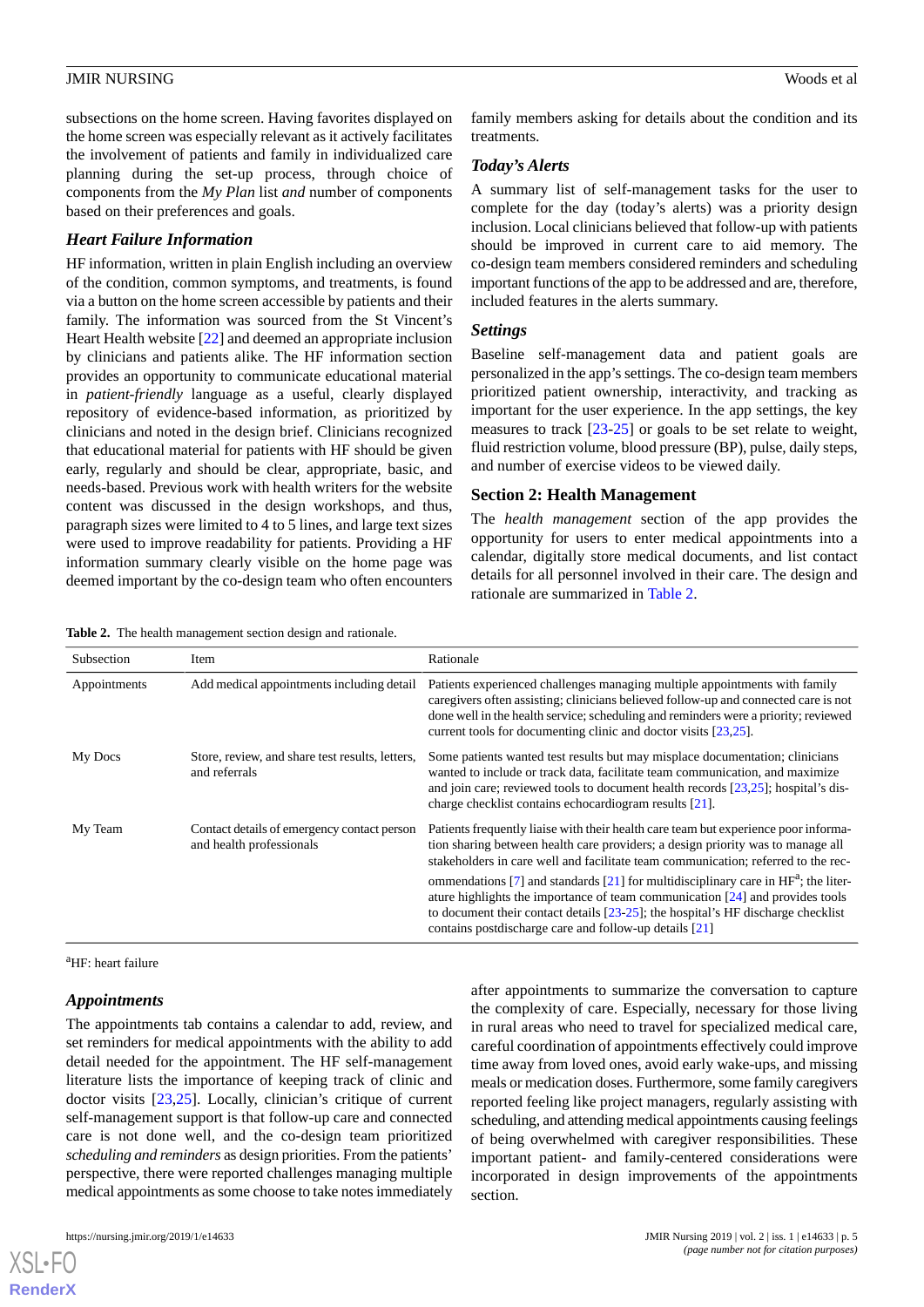subsections on the home screen. Having favorites displayed on the home screen was especially relevant as it actively facilitates the involvement of patients and family in individualized care planning during the set-up process, through choice of components from the *My Plan* list *and* number of components based on their preferences and goals.

### Heart Failure Information

HF information, written in plain English including an overview of the condition, common symptoms, and treatments, is found via a button on the home screen accessible by patients and their family. The information was sourced from the St Vincent's Heart Health website [22] and deemed an appropriate inclusion by clinicians and patients alike. The HF information section provides an opportunity to communicate educational material in *patient-friendly* language as a useful, clearly displayed repository of evidence-based information, as prioritized by clinicians and noted in the design brief. Clinicians recognized that educational material for patients with HF should be given early, regularly and should be clear, appropriate, basic, and needs-based. Previous work with health writers for the website content was discussed in the design workshops, and thus, paragraph sizes were limited to 4 to 5 lines, and large text sizes were used to improve readability for patients. Providing a HF information summary clearly visible on the home page was deemed important by the co-design team who often encounters family members asking for details about the condition and its treatments.

### Today's Alerts

A summary list of self-management tasks for the user to complete for the day (today's alerts) was a priority design inclusion. Local clinicians believed that follow-up with patients should be improved in current care to aid memory. The co-design team members considered reminders and scheduling important functions of the app to be addressed and are, therefore, included features in the alerts summary.

### Settings

Baseline self-management data and patient goals are personalized in the app's settings. The co-design team members prioritized patient ownership, interactivity, and tracking as important for the user experience. In the app settings, the key measures to track [23-25] or goals to be set relate to weight, fluid restriction volume, blood pressure (BP), pulse, daily steps, and number of exercise videos to be viewed daily.

## Section 2: Health Management

The *health management* section of the app provides the opportunity for users to enter medical appointments into a calendar, digitally store medical documents, and list contact details for all personnel involved in their care. The design and rationale are summarized in Table 2.

**Table 2.** The health management section design and rationale.

| Subsection | Item | Rationale |
|---|---|---|
| Appointments | Add medical appointments including detail | Patients experienced challenges managing multiple appointments with family caregivers often assisting; clinicians believed follow-up and connected care is not done well in the health service; scheduling and reminders were a priority; reviewed current tools for documenting clinic and doctor visits [23,25]. |
| My Docs | Store, review, and share test results, letters, and referrals | Some patients wanted test results but may misplace documentation; clinicians wanted to include or track data, facilitate team communication, and maximize and join care; reviewed tools to document health records [23,25]; hospital's discharge checklist contains echocardiogram results [21]. |
| My Team | Contact details of emergency contact person and health professionals | Patients frequently liaise with their health care team but experience poor information sharing between health care providers; a design priority was to manage all stakeholders in care well and facilitate team communication; referred to the recommendations [7] and standards [21] for multidisciplinary care in HF[a]; the literature highlights the importance of team communication [24] and provides tools to document their contact details [23-25]; the hospital's HF discharge checklist contains postdischarge care and follow-up details [21] |

[a]HF: heart failure

### Appointments

The appointments tab contains a calendar to add, review, and set reminders for medical appointments with the ability to add detail needed for the appointment. The HF self-management literature lists the importance of keeping track of clinic and doctor visits [23,25]. Locally, clinician's critique of current self-management support is that follow-up care and connected care is not done well, and the co-design team prioritized *scheduling and reminders* as design priorities. From the patients' perspective, there were reported challenges managing multiple medical appointments as some choose to take notes immediately after appointments to summarize the conversation to capture the complexity of care. Especially, necessary for those living in rural areas who need to travel for specialized medical care, careful coordination of appointments effectively could improve time away from loved ones, avoid early wake-ups, and missing meals or medication doses. Furthermore, some family caregivers reported feeling like project managers, regularly assisting with scheduling, and attending medical appointments causing feelings of being overwhelmed with caregiver responsibilities. These important patient- and family-centered considerations were incorporated in design improvements of the appointments section.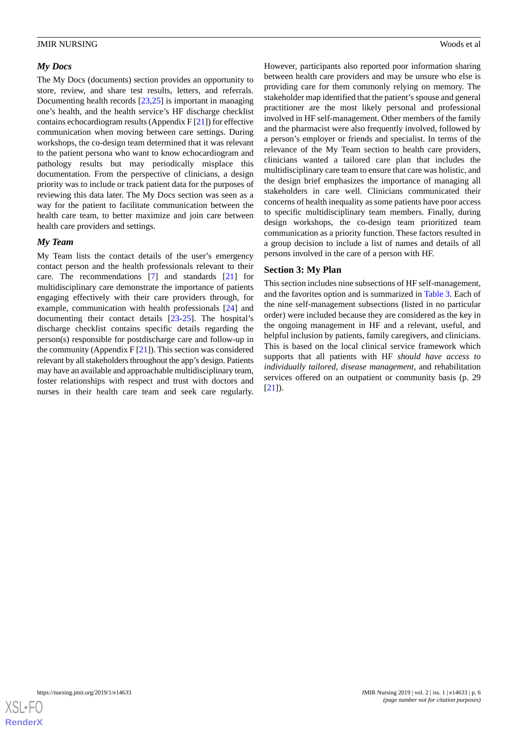### *My Docs*

The My Docs (documents) section provides an opportunity to store, review, and share test results, letters, and referrals. Documenting health records [23,25] is important in managing one's health, and the health service's HF discharge checklist contains echocardiogram results (Appendix F [21]) for effective communication when moving between care settings. During workshops, the co-design team determined that it was relevant to the patient persona who want to know echocardiogram and pathology results but may periodically misplace this documentation. From the perspective of clinicians, a design priority was to include or track patient data for the purposes of reviewing this data later. The My Docs section was seen as a way for the patient to facilitate communication between the health care team, to better maximize and join care between health care providers and settings.

### *My Team*

My Team lists the contact details of the user's emergency contact person and the health professionals relevant to their care. The recommendations [7] and standards [21] for multidisciplinary care demonstrate the importance of patients engaging effectively with their care providers through, for example, communication with health professionals [24] and documenting their contact details [23-25]. The hospital's discharge checklist contains specific details regarding the person(s) responsible for postdischarge care and follow-up in the community (Appendix F [21]). This section was considered relevant by all stakeholders throughout the app's design. Patients may have an available and approachable multidisciplinary team, foster relationships with respect and trust with doctors and nurses in their health care team and seek care regularly. However, participants also reported poor information sharing between health care providers and may be unsure who else is providing care for them commonly relying on memory. The stakeholder map identified that the patient's spouse and general practitioner are the most likely personal and professional involved in HF self-management. Other members of the family and the pharmacist were also frequently involved, followed by a person's employer or friends and specialist. In terms of the relevance of the My Team section to health care providers, clinicians wanted a tailored care plan that includes the multidisciplinary care team to ensure that care was holistic, and the design brief emphasizes the importance of managing all stakeholders in care well. Clinicians communicated their concerns of health inequality as some patients have poor access to specific multidisciplinary team members. Finally, during design workshops, the co-design team prioritized team communication as a priority function. These factors resulted in a group decision to include a list of names and details of all persons involved in the care of a person with HF.

## Section 3: My Plan

This section includes nine subsections of HF self-management, and the favorites option and is summarized in Table 3. Each of the nine self-management subsections (listed in no particular order) were included because they are considered as the key in the ongoing management in HF and a relevant, useful, and helpful inclusion by patients, family caregivers, and clinicians. This is based on the local clinical service framework which supports that all patients with HF *should have access to individually tailored, disease management*, and rehabilitation services offered on an outpatient or community basis (p. 29 [21]).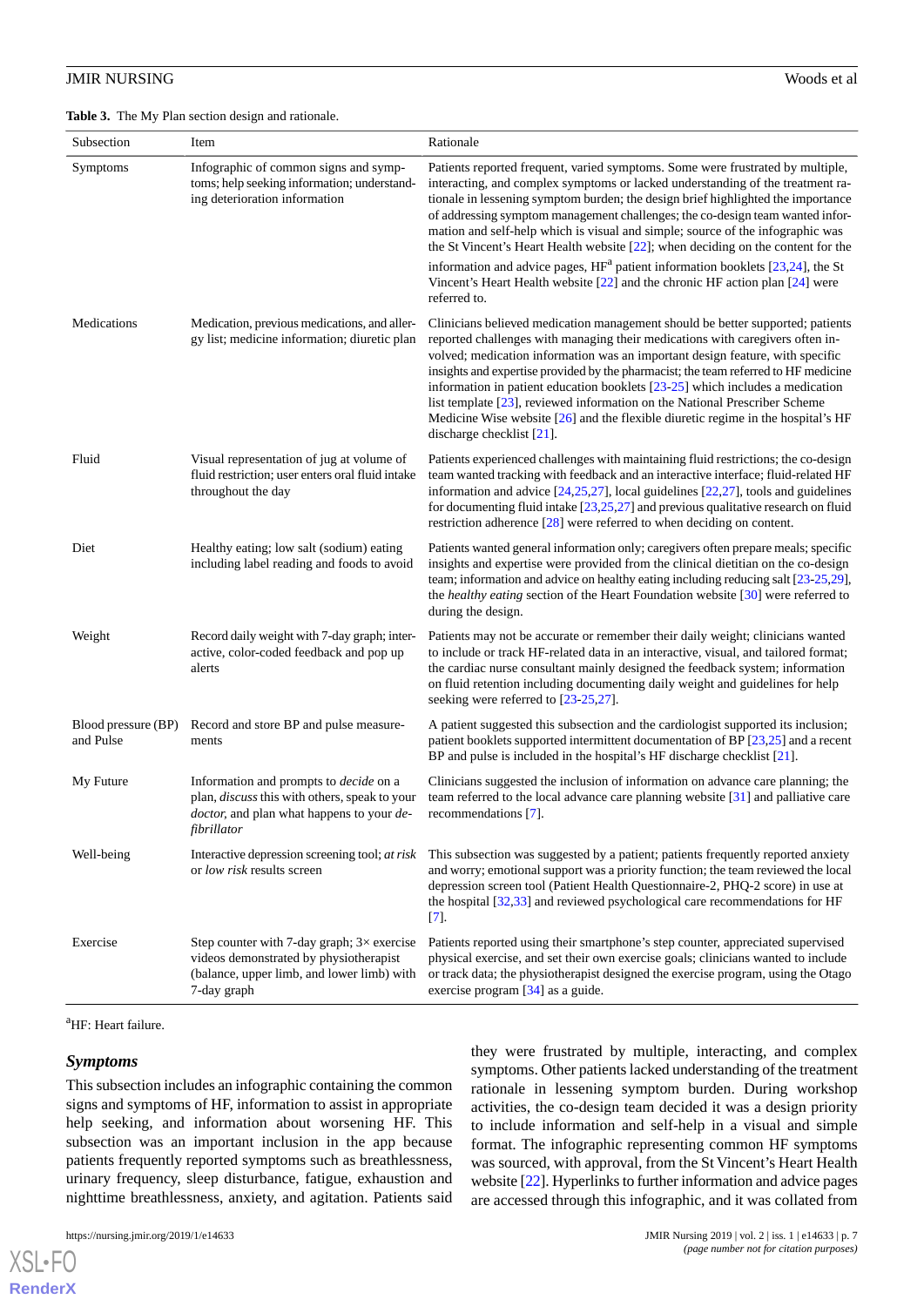**Table 3.** The My Plan section design and rationale.

| Subsection | Item | Rationale |
|---|---|---|
| Symptoms | Infographic of common signs and symptoms; help seeking information; understanding deterioration information | Patients reported frequent, varied symptoms. Some were frustrated by multiple, interacting, and complex symptoms or lacked understanding of the treatment rationale in lessening symptom burden; the design brief highlighted the importance of addressing symptom management challenges; the co-design team wanted information and self-help which is visual and simple; source of the infographic was the St Vincent's Heart Health website [22]; when deciding on the content for the information and advice pages, HF[a] patient information booklets [23,24], the St Vincent's Heart Health website [22] and the chronic HF action plan [24] were referred to. |
| Medications | Medication, previous medications, and allergy list; medicine information; diuretic plan | Clinicians believed medication management should be better supported; patients reported challenges with managing their medications with caregivers often involved; medication information was an important design feature, with specific insights and expertise provided by the pharmacist; the team referred to HF medicine information in patient education booklets [23-25] which includes a medication list template [23], reviewed information on the National Prescriber Scheme Medicine Wise website [26] and the flexible diuretic regime in the hospital's HF discharge checklist [21]. |
| Fluid | Visual representation of jug at volume of fluid restriction; user enters oral fluid intake throughout the day | Patients experienced challenges with maintaining fluid restrictions; the co-design team wanted tracking with feedback and an interactive interface; fluid-related HF information and advice [24,25,27], local guidelines [22,27], tools and guidelines for documenting fluid intake [23,25,27] and previous qualitative research on fluid restriction adherence [28] were referred to when deciding on content. |
| Diet | Healthy eating; low salt (sodium) eating including label reading and foods to avoid | Patients wanted general information only; caregivers often prepare meals; specific insights and expertise were provided from the clinical dietitian on the co-design team; information and advice on healthy eating including reducing salt [23-25,29], the *healthy eating* section of the Heart Foundation website [30] were referred to during the design. |
| Weight | Record daily weight with 7-day graph; interactive, color-coded feedback and pop up alerts | Patients may not be accurate or remember their daily weight; clinicians wanted to include or track HF-related data in an interactive, visual, and tailored format; the cardiac nurse consultant mainly designed the feedback system; information on fluid retention including documenting daily weight and guidelines for help seeking were referred to [23-25,27]. |
| Blood pressure (BP) and Pulse | Record and store BP and pulse measurements | A patient suggested this subsection and the cardiologist supported its inclusion; patient booklets supported intermittent documentation of BP [23,25] and a recent BP and pulse is included in the hospital's HF discharge checklist [21]. |
| My Future | Information and prompts to *decide* on a plan, *discuss* this with others, speak to your *doctor*, and plan what happens to your *defibrillator* | Clinicians suggested the inclusion of information on advance care planning; the team referred to the local advance care planning website [31] and palliative care recommendations [7]. |
| Well-being | Interactive depression screening tool; *at risk* or *low risk* results screen | This subsection was suggested by a patient; patients frequently reported anxiety and worry; emotional support was a priority function; the team reviewed the local depression screen tool (Patient Health Questionnaire-2, PHQ-2 score) in use at the hospital [32,33] and reviewed psychological care recommendations for HF [7]. |
| Exercise | Step counter with 7-day graph; 3× exercise videos demonstrated by physiotherapist (balance, upper limb, and lower limb) with 7-day graph | Patients reported using their smartphone's step counter, appreciated supervised physical exercise, and set their own exercise goals; clinicians wanted to include or track data; the physiotherapist designed the exercise program, using the Otago exercise program [34] as a guide. |

[a]HF: Heart failure.

### *Symptoms*

This subsection includes an infographic containing the common signs and symptoms of HF, information to assist in appropriate help seeking, and information about worsening HF. This subsection was an important inclusion in the app because patients frequently reported symptoms such as breathlessness, urinary frequency, sleep disturbance, fatigue, exhaustion and nighttime breathlessness, anxiety, and agitation. Patients said they were frustrated by multiple, interacting, and complex symptoms. Other patients lacked understanding of the treatment rationale in lessening symptom burden. During workshop activities, the co-design team decided it was a design priority to include information and self-help in a visual and simple format. The infographic representing common HF symptoms was sourced, with approval, from the St Vincent's Heart Health website [22]. Hyperlinks to further information and advice pages are accessed through this infographic, and it was collated from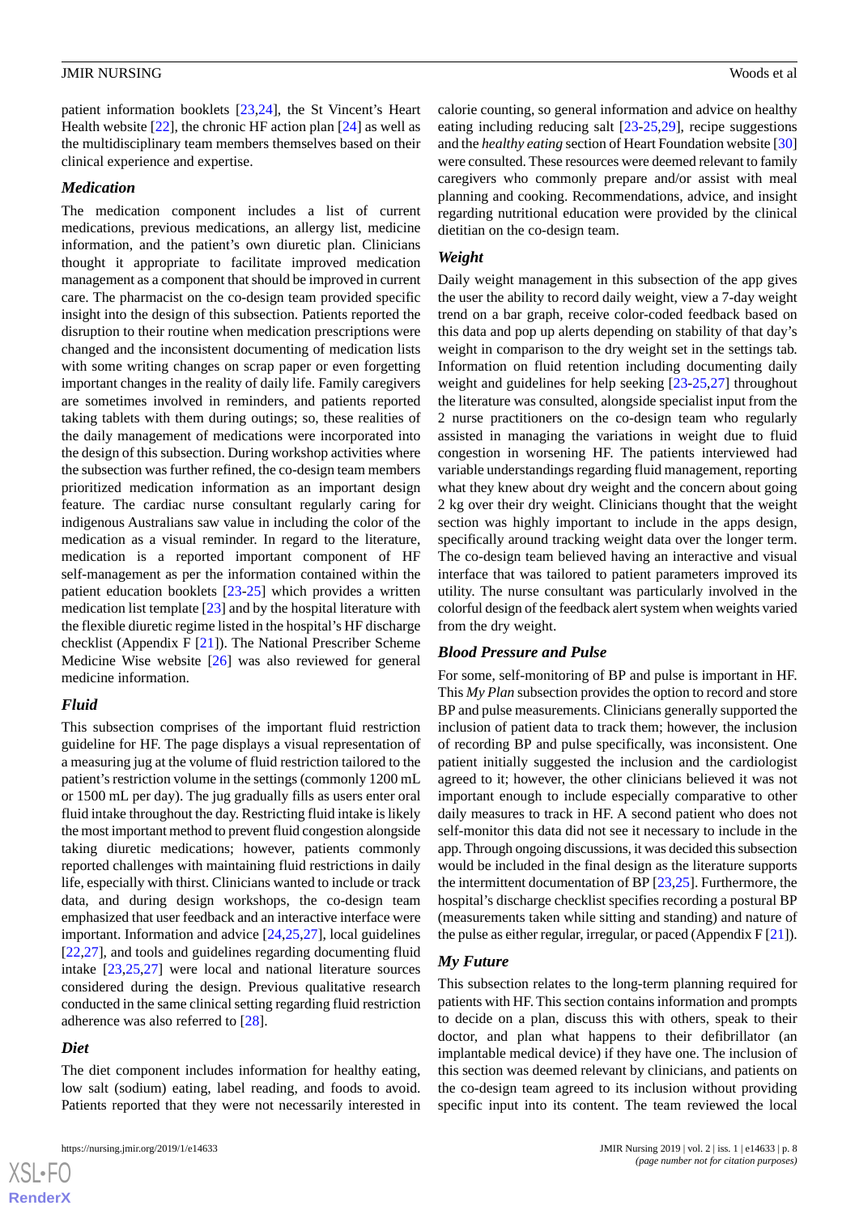patient information booklets [23,24], the St Vincent's Heart Health website [22], the chronic HF action plan [24] as well as the multidisciplinary team members themselves based on their clinical experience and expertise.

### *Medication*

The medication component includes a list of current medications, previous medications, an allergy list, medicine information, and the patient's own diuretic plan. Clinicians thought it appropriate to facilitate improved medication management as a component that should be improved in current care. The pharmacist on the co-design team provided specific insight into the design of this subsection. Patients reported the disruption to their routine when medication prescriptions were changed and the inconsistent documenting of medication lists with some writing changes on scrap paper or even forgetting important changes in the reality of daily life. Family caregivers are sometimes involved in reminders, and patients reported taking tablets with them during outings; so, these realities of the daily management of medications were incorporated into the design of this subsection. During workshop activities where the subsection was further refined, the co-design team members prioritized medication information as an important design feature. The cardiac nurse consultant regularly caring for indigenous Australians saw value in including the color of the medication as a visual reminder. In regard to the literature, medication is a reported important component of HF self-management as per the information contained within the patient education booklets [23-25] which provides a written medication list template [23] and by the hospital literature with the flexible diuretic regime listed in the hospital's HF discharge checklist (Appendix F [21]). The National Prescriber Scheme Medicine Wise website [26] was also reviewed for general medicine information.

### *Fluid*

This subsection comprises of the important fluid restriction guideline for HF. The page displays a visual representation of a measuring jug at the volume of fluid restriction tailored to the patient's restriction volume in the settings (commonly 1200 mL or 1500 mL per day). The jug gradually fills as users enter oral fluid intake throughout the day. Restricting fluid intake is likely the most important method to prevent fluid congestion alongside taking diuretic medications; however, patients commonly reported challenges with maintaining fluid restrictions in daily life, especially with thirst. Clinicians wanted to include or track data, and during design workshops, the co-design team emphasized that user feedback and an interactive interface were important. Information and advice [24,25,27], local guidelines [22,27], and tools and guidelines regarding documenting fluid intake [23,25,27] were local and national literature sources considered during the design. Previous qualitative research conducted in the same clinical setting regarding fluid restriction adherence was also referred to [28].

### *Diet*

The diet component includes information for healthy eating, low salt (sodium) eating, label reading, and foods to avoid. Patients reported that they were not necessarily interested in calorie counting, so general information and advice on healthy eating including reducing salt [23-25,29], recipe suggestions and the *healthy eating* section of Heart Foundation website [30] were consulted. These resources were deemed relevant to family caregivers who commonly prepare and/or assist with meal planning and cooking. Recommendations, advice, and insight regarding nutritional education were provided by the clinical dietitian on the co-design team.

### *Weight*

Daily weight management in this subsection of the app gives the user the ability to record daily weight, view a 7-day weight trend on a bar graph, receive color-coded feedback based on this data and pop up alerts depending on stability of that day's weight in comparison to the dry weight set in the settings tab. Information on fluid retention including documenting daily weight and guidelines for help seeking [23-25,27] throughout the literature was consulted, alongside specialist input from the 2 nurse practitioners on the co-design team who regularly assisted in managing the variations in weight due to fluid congestion in worsening HF. The patients interviewed had variable understandings regarding fluid management, reporting what they knew about dry weight and the concern about going 2 kg over their dry weight. Clinicians thought that the weight section was highly important to include in the apps design, specifically around tracking weight data over the longer term. The co-design team believed having an interactive and visual interface that was tailored to patient parameters improved its utility. The nurse consultant was particularly involved in the colorful design of the feedback alert system when weights varied from the dry weight.

### *Blood Pressure and Pulse*

For some, self-monitoring of BP and pulse is important in HF. This *My Plan* subsection provides the option to record and store BP and pulse measurements. Clinicians generally supported the inclusion of patient data to track them; however, the inclusion of recording BP and pulse specifically, was inconsistent. One patient initially suggested the inclusion and the cardiologist agreed to it; however, the other clinicians believed it was not important enough to include especially comparative to other daily measures to track in HF. A second patient who does not self-monitor this data did not see it necessary to include in the app. Through ongoing discussions, it was decided this subsection would be included in the final design as the literature supports the intermittent documentation of BP [23,25]. Furthermore, the hospital's discharge checklist specifies recording a postural BP (measurements taken while sitting and standing) and nature of the pulse as either regular, irregular, or paced (Appendix F [21]).

### *My Future*

This subsection relates to the long-term planning required for patients with HF. This section contains information and prompts to decide on a plan, discuss this with others, speak to their doctor, and plan what happens to their defibrillator (an implantable medical device) if they have one. The inclusion of this section was deemed relevant by clinicians, and patients on the co-design team agreed to its inclusion without providing specific input into its content. The team reviewed the local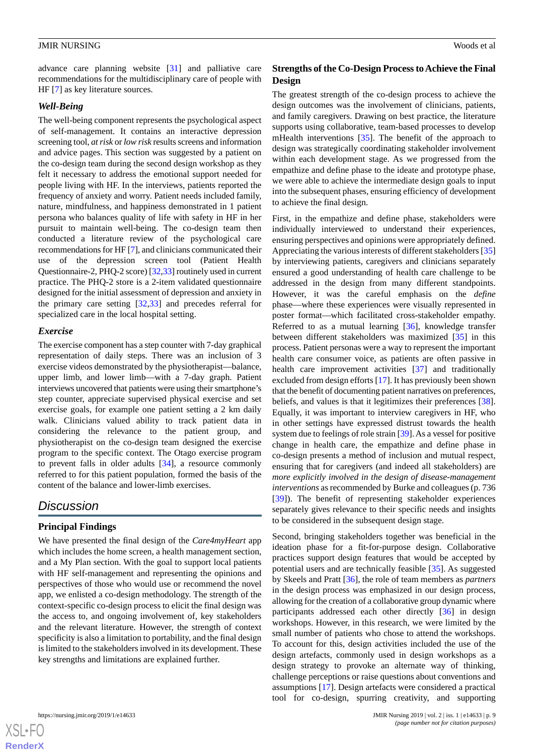advance care planning website [31] and palliative care recommendations for the multidisciplinary care of people with HF [7] as key literature sources.

### Well-Being

The well-being component represents the psychological aspect of self-management. It contains an interactive depression screening tool, *at risk* or *low risk* results screens and information and advice pages. This section was suggested by a patient on the co-design team during the second design workshop as they felt it necessary to address the emotional support needed for people living with HF. In the interviews, patients reported the frequency of anxiety and worry. Patient needs included family, nature, mindfulness, and happiness demonstrated in 1 patient persona who balances quality of life with safety in HF in her pursuit to maintain well-being. The co-design team then conducted a literature review of the psychological care recommendations for HF [7], and clinicians communicated their use of the depression screen tool (Patient Health Questionnaire-2, PHQ-2 score) [32,33] routinely used in current practice. The PHQ-2 store is a 2-item validated questionnaire designed for the initial assessment of depression and anxiety in the primary care setting [32,33] and precedes referral for specialized care in the local hospital setting.

### Exercise

The exercise component has a step counter with 7-day graphical representation of daily steps. There was an inclusion of 3 exercise videos demonstrated by the physiotherapist—balance, upper limb, and lower limb—with a 7-day graph. Patient interviews uncovered that patients were using their smartphone's step counter, appreciate supervised physical exercise and set exercise goals, for example one patient setting a 2 km daily walk. Clinicians valued ability to track patient data in considering the relevance to the patient group, and physiotherapist on the co-design team designed the exercise program to the specific context. The Otago exercise program to prevent falls in older adults [34], a resource commonly referred to for this patient population, formed the basis of the content of the balance and lower-limb exercises.

## Discussion

### Principal Findings

We have presented the final design of the *Care4myHeart* app which includes the home screen, a health management section, and a My Plan section. With the goal to support local patients with HF self-management and representing the opinions and perspectives of those who would use or recommend the novel app, we enlisted a co-design methodology. The strength of the context-specific co-design process to elicit the final design was the access to, and ongoing involvement of, key stakeholders and the relevant literature. However, the strength of context specificity is also a limitation to portability, and the final design is limited to the stakeholders involved in its development. These key strengths and limitations are explained further.

### Strengths of the Co-Design Process to Achieve the Final Design

The greatest strength of the co-design process to achieve the design outcomes was the involvement of clinicians, patients, and family caregivers. Drawing on best practice, the literature supports using collaborative, team-based processes to develop mHealth interventions [35]. The benefit of the approach to design was strategically coordinating stakeholder involvement within each development stage. As we progressed from the empathize and define phase to the ideate and prototype phase, we were able to achieve the intermediate design goals to input into the subsequent phases, ensuring efficiency of development to achieve the final design.

First, in the empathize and define phase, stakeholders were individually interviewed to understand their experiences, ensuring perspectives and opinions were appropriately defined. Appreciating the various interests of different stakeholders [35] by interviewing patients, caregivers and clinicians separately ensured a good understanding of health care challenge to be addressed in the design from many different standpoints. However, it was the careful emphasis on the *define* phase—where these experiences were visually represented in poster format—which facilitated cross-stakeholder empathy. Referred to as a mutual learning [36], knowledge transfer between different stakeholders was maximized [35] in this process. Patient personas were a way to represent the important health care consumer voice, as patients are often passive in health care improvement activities [37] and traditionally excluded from design efforts [17]. It has previously been shown that the benefit of documenting patient narratives on preferences, beliefs, and values is that it legitimizes their preferences [38]. Equally, it was important to interview caregivers in HF, who in other settings have expressed distrust towards the health system due to feelings of role strain [39]. As a vessel for positive change in health care, the empathize and define phase in co-design presents a method of inclusion and mutual respect, ensuring that for caregivers (and indeed all stakeholders) are *more explicitly involved in the design of disease-management interventions* as recommended by Burke and colleagues (p. 736 [39]). The benefit of representing stakeholder experiences separately gives relevance to their specific needs and insights to be considered in the subsequent design stage.

Second, bringing stakeholders together was beneficial in the ideation phase for a fit-for-purpose design. Collaborative practices support design features that would be accepted by potential users and are technically feasible [35]. As suggested by Skeels and Pratt [36], the role of team members as *partners* in the design process was emphasized in our design process, allowing for the creation of a collaborative group dynamic where participants addressed each other directly [36] in design workshops. However, in this research, we were limited by the small number of patients who chose to attend the workshops. To account for this, design activities included the use of the design artefacts, commonly used in design workshops as a design strategy to provoke an alternate way of thinking, challenge perceptions or raise questions about conventions and assumptions [17]. Design artefacts were considered a practical tool for co-design, spurring creativity, and supporting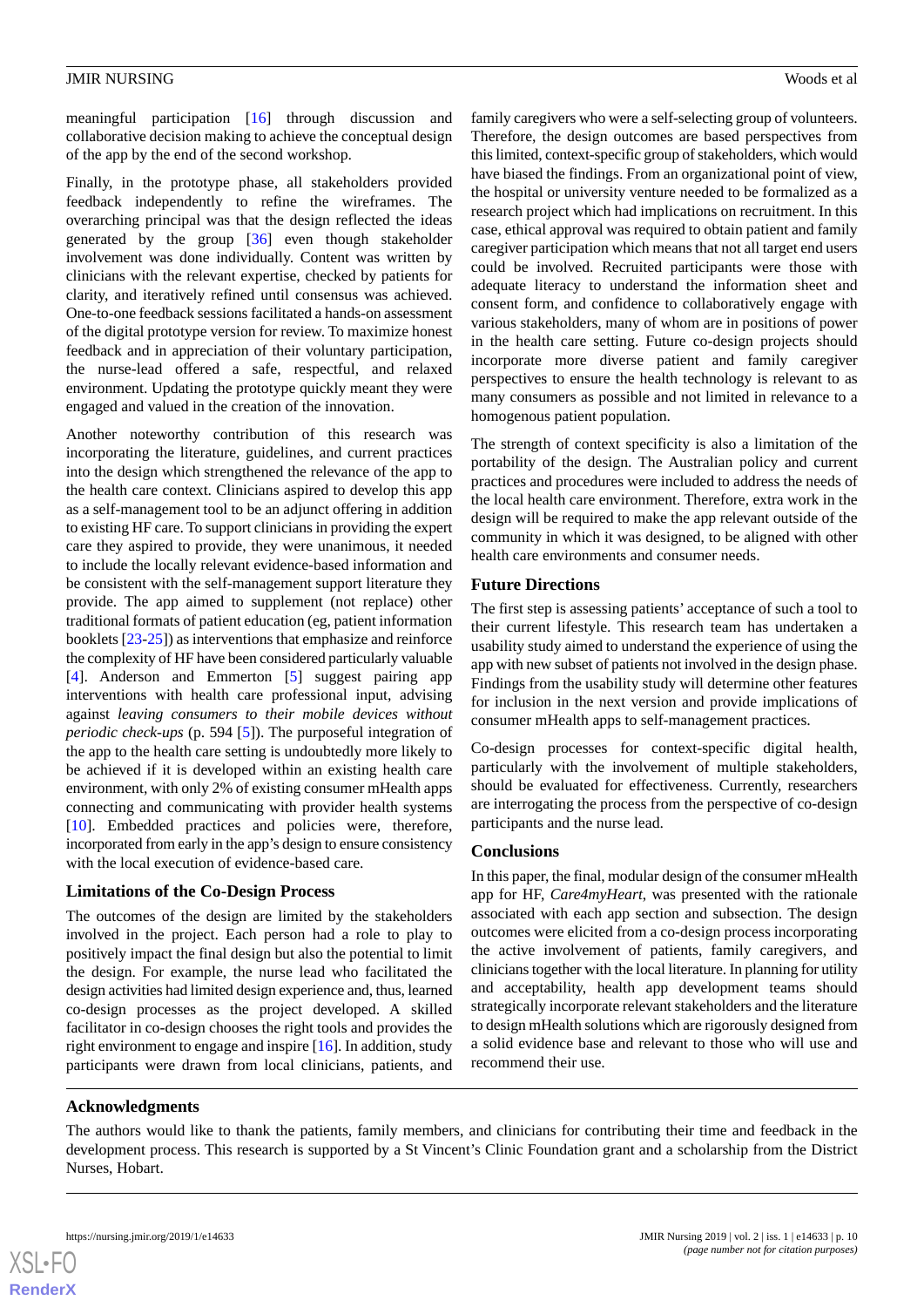meaningful participation [16] through discussion and collaborative decision making to achieve the conceptual design of the app by the end of the second workshop.

Finally, in the prototype phase, all stakeholders provided feedback independently to refine the wireframes. The overarching principal was that the design reflected the ideas generated by the group [36] even though stakeholder involvement was done individually. Content was written by clinicians with the relevant expertise, checked by patients for clarity, and iteratively refined until consensus was achieved. One-to-one feedback sessions facilitated a hands-on assessment of the digital prototype version for review. To maximize honest feedback and in appreciation of their voluntary participation, the nurse-lead offered a safe, respectful, and relaxed environment. Updating the prototype quickly meant they were engaged and valued in the creation of the innovation.

Another noteworthy contribution of this research was incorporating the literature, guidelines, and current practices into the design which strengthened the relevance of the app to the health care context. Clinicians aspired to develop this app as a self-management tool to be an adjunct offering in addition to existing HF care. To support clinicians in providing the expert care they aspired to provide, they were unanimous, it needed to include the locally relevant evidence-based information and be consistent with the self-management support literature they provide. The app aimed to supplement (not replace) other traditional formats of patient education (eg, patient information booklets [23-25]) as interventions that emphasize and reinforce the complexity of HF have been considered particularly valuable [4]. Anderson and Emmerton [5] suggest pairing app interventions with health care professional input, advising against *leaving consumers to their mobile devices without periodic check-ups* (p. 594 [5]). The purposeful integration of the app to the health care setting is undoubtedly more likely to be achieved if it is developed within an existing health care environment, with only 2% of existing consumer mHealth apps connecting and communicating with provider health systems [10]. Embedded practices and policies were, therefore, incorporated from early in the app's design to ensure consistency with the local execution of evidence-based care.

### Limitations of the Co-Design Process

The outcomes of the design are limited by the stakeholders involved in the project. Each person had a role to play to positively impact the final design but also the potential to limit the design. For example, the nurse lead who facilitated the design activities had limited design experience and, thus, learned co-design processes as the project developed. A skilled facilitator in co-design chooses the right tools and provides the right environment to engage and inspire [16]. In addition, study participants were drawn from local clinicians, patients, and family caregivers who were a self-selecting group of volunteers. Therefore, the design outcomes are based perspectives from this limited, context-specific group of stakeholders, which would have biased the findings. From an organizational point of view, the hospital or university venture needed to be formalized as a research project which had implications on recruitment. In this case, ethical approval was required to obtain patient and family caregiver participation which means that not all target end users could be involved. Recruited participants were those with adequate literacy to understand the information sheet and consent form, and confidence to collaboratively engage with various stakeholders, many of whom are in positions of power in the health care setting. Future co-design projects should incorporate more diverse patient and family caregiver perspectives to ensure the health technology is relevant to as many consumers as possible and not limited in relevance to a homogenous patient population.

The strength of context specificity is also a limitation of the portability of the design. The Australian policy and current practices and procedures were included to address the needs of the local health care environment. Therefore, extra work in the design will be required to make the app relevant outside of the community in which it was designed, to be aligned with other health care environments and consumer needs.

### Future Directions

The first step is assessing patients' acceptance of such a tool to their current lifestyle. This research team has undertaken a usability study aimed to understand the experience of using the app with new subset of patients not involved in the design phase. Findings from the usability study will determine other features for inclusion in the next version and provide implications of consumer mHealth apps to self-management practices.

Co-design processes for context-specific digital health, particularly with the involvement of multiple stakeholders, should be evaluated for effectiveness. Currently, researchers are interrogating the process from the perspective of co-design participants and the nurse lead.

### Conclusions

In this paper, the final, modular design of the consumer mHealth app for HF, *Care4myHeart*, was presented with the rationale associated with each app section and subsection. The design outcomes were elicited from a co-design process incorporating the active involvement of patients, family caregivers, and clinicians together with the local literature. In planning for utility and acceptability, health app development teams should strategically incorporate relevant stakeholders and the literature to design mHealth solutions which are rigorously designed from a solid evidence base and relevant to those who will use and recommend their use.

## Acknowledgments

The authors would like to thank the patients, family members, and clinicians for contributing their time and feedback in the development process. This research is supported by a St Vincent's Clinic Foundation grant and a scholarship from the District Nurses, Hobart.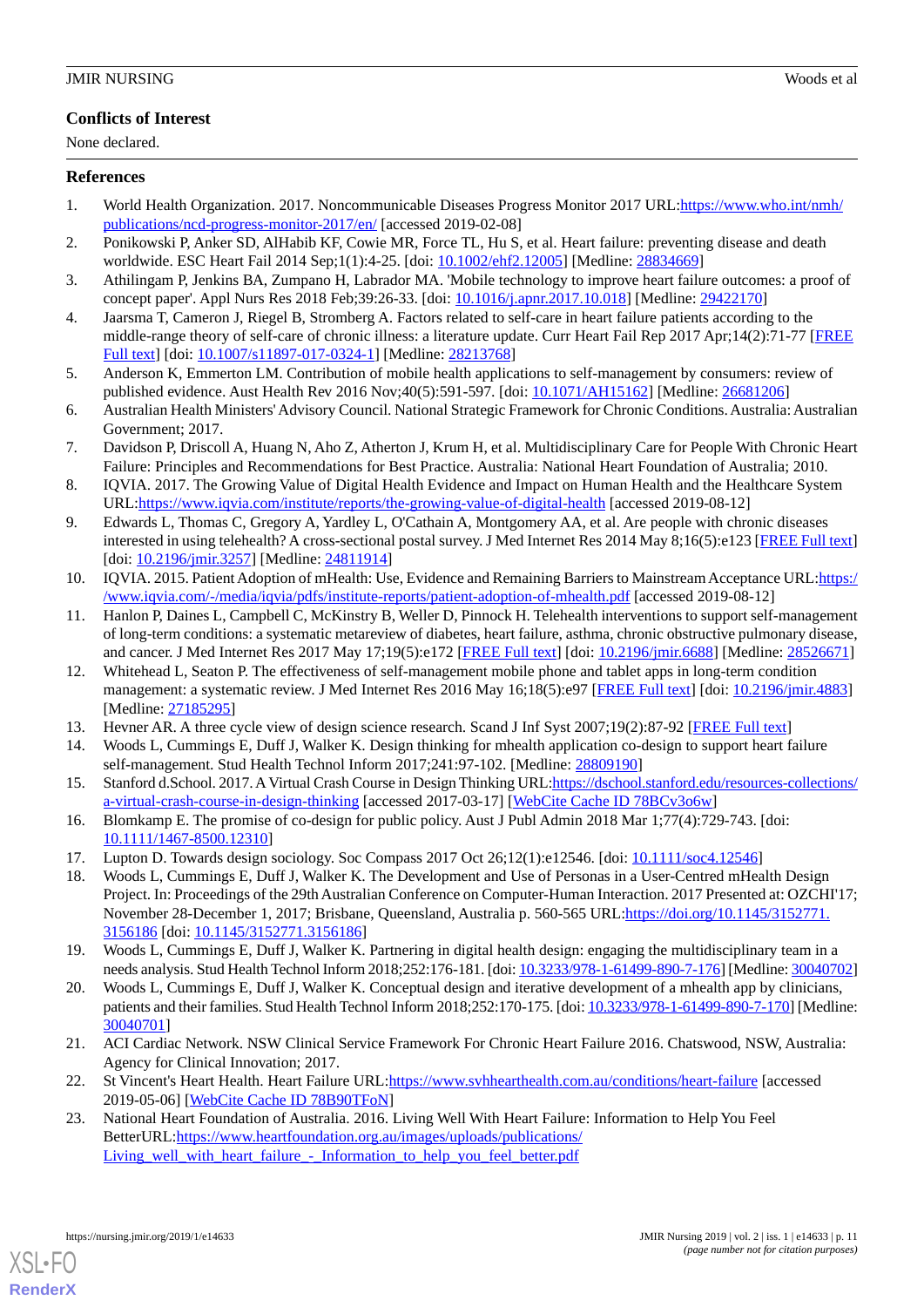## Conflicts of Interest

None declared.

## References

1. World Health Organization. 2017. Noncommunicable Diseases Progress Monitor 2017 URL:https://www.who.int/nmh/publications/ncd-progress-monitor-2017/en/ [accessed 2019-02-08]
2. Ponikowski P, Anker SD, AlHabib KF, Cowie MR, Force TL, Hu S, et al. Heart failure: preventing disease and death worldwide. ESC Heart Fail 2014 Sep;1(1):4-25. [doi: 10.1002/ehf2.12005] [Medline: 28834669]
3. Athilingam P, Jenkins BA, Zumpano H, Labrador MA. 'Mobile technology to improve heart failure outcomes: a proof of concept paper'. Appl Nurs Res 2018 Feb;39:26-33. [doi: 10.1016/j.apnr.2017.10.018] [Medline: 29422170]
4. Jaarsma T, Cameron J, Riegel B, Stromberg A. Factors related to self-care in heart failure patients according to the middle-range theory of self-care of chronic illness: a literature update. Curr Heart Fail Rep 2017 Apr;14(2):71-77 [FREE Full text] [doi: 10.1007/s11897-017-0324-1] [Medline: 28213768]
5. Anderson K, Emmerton LM. Contribution of mobile health applications to self-management by consumers: review of published evidence. Aust Health Rev 2016 Nov;40(5):591-597. [doi: 10.1071/AH15162] [Medline: 26681206]
6. Australian Health Ministers' Advisory Council. National Strategic Framework for Chronic Conditions. Australia: Australian Government; 2017.
7. Davidson P, Driscoll A, Huang N, Aho Z, Atherton J, Krum H, et al. Multidisciplinary Care for People With Chronic Heart Failure: Principles and Recommendations for Best Practice. Australia: National Heart Foundation of Australia; 2010.
8. IQVIA. 2017. The Growing Value of Digital Health Evidence and Impact on Human Health and the Healthcare System URL:https://www.iqvia.com/institute/reports/the-growing-value-of-digital-health [accessed 2019-08-12]
9. Edwards L, Thomas C, Gregory A, Yardley L, O'Cathain A, Montgomery AA, et al. Are people with chronic diseases interested in using telehealth? A cross-sectional postal survey. J Med Internet Res 2014 May 8;16(5):e123 [FREE Full text] [doi: 10.2196/jmir.3257] [Medline: 24811914]
10. IQVIA. 2015. Patient Adoption of mHealth: Use, Evidence and Remaining Barriers to Mainstream Acceptance URL:https://www.iqvia.com/-/media/iqvia/pdfs/institute-reports/patient-adoption-of-mhealth.pdf [accessed 2019-08-12]
11. Hanlon P, Daines L, Campbell C, McKinstry B, Weller D, Pinnock H. Telehealth interventions to support self-management of long-term conditions: a systematic metareview of diabetes, heart failure, asthma, chronic obstructive pulmonary disease, and cancer. J Med Internet Res 2017 May 17;19(5):e172 [FREE Full text] [doi: 10.2196/jmir.6688] [Medline: 28526671]
12. Whitehead L, Seaton P. The effectiveness of self-management mobile phone and tablet apps in long-term condition management: a systematic review. J Med Internet Res 2016 May 16;18(5):e97 [FREE Full text] [doi: 10.2196/jmir.4883] [Medline: 27185295]
13. Hevner AR. A three cycle view of design science research. Scand J Inf Syst 2007;19(2):87-92 [FREE Full text]
14. Woods L, Cummings E, Duff J, Walker K. Design thinking for mhealth application co-design to support heart failure self-management. Stud Health Technol Inform 2017;241:97-102. [Medline: 28809190]
15. Stanford d.School. 2017. A Virtual Crash Course in Design Thinking URL:https://dschool.stanford.edu/resources-collections/a-virtual-crash-course-in-design-thinking [accessed 2017-03-17] [WebCite Cache ID 78BCv3o6w]
16. Blomkamp E. The promise of co-design for public policy. Aust J Publ Admin 2018 Mar 1;77(4):729-743. [doi: 10.1111/1467-8500.12310]
17. Lupton D. Towards design sociology. Soc Compass 2017 Oct 26;12(1):e12546. [doi: 10.1111/soc4.12546]
18. Woods L, Cummings E, Duff J, Walker K. The Development and Use of Personas in a User-Centred mHealth Design Project. In: Proceedings of the 29th Australian Conference on Computer-Human Interaction. 2017 Presented at: OZCHI'17; November 28-December 1, 2017; Brisbane, Queensland, Australia p. 560-565 URL:https://doi.org/10.1145/3152771.3156186 [doi: 10.1145/3152771.3156186]
19. Woods L, Cummings E, Duff J, Walker K. Partnering in digital health design: engaging the multidisciplinary team in a needs analysis. Stud Health Technol Inform 2018;252:176-181. [doi: 10.3233/978-1-61499-890-7-176] [Medline: 30040702]
20. Woods L, Cummings E, Duff J, Walker K. Conceptual design and iterative development of a mhealth app by clinicians, patients and their families. Stud Health Technol Inform 2018;252:170-175. [doi: 10.3233/978-1-61499-890-7-170] [Medline: 30040701]
21. ACI Cardiac Network. NSW Clinical Service Framework For Chronic Heart Failure 2016. Chatswood, NSW, Australia: Agency for Clinical Innovation; 2017.
22. St Vincent's Heart Health. Heart Failure URL:https://www.svhhearthealth.com.au/conditions/heart-failure [accessed 2019-05-06] [WebCite Cache ID 78B90TFoN]
23. National Heart Foundation of Australia. 2016. Living Well With Heart Failure: Information to Help You Feel BetterURL:https://www.heartfoundation.org.au/images/uploads/publications/Living_well_with_heart_failure_-_Information_to_help_you_feel_better.pdf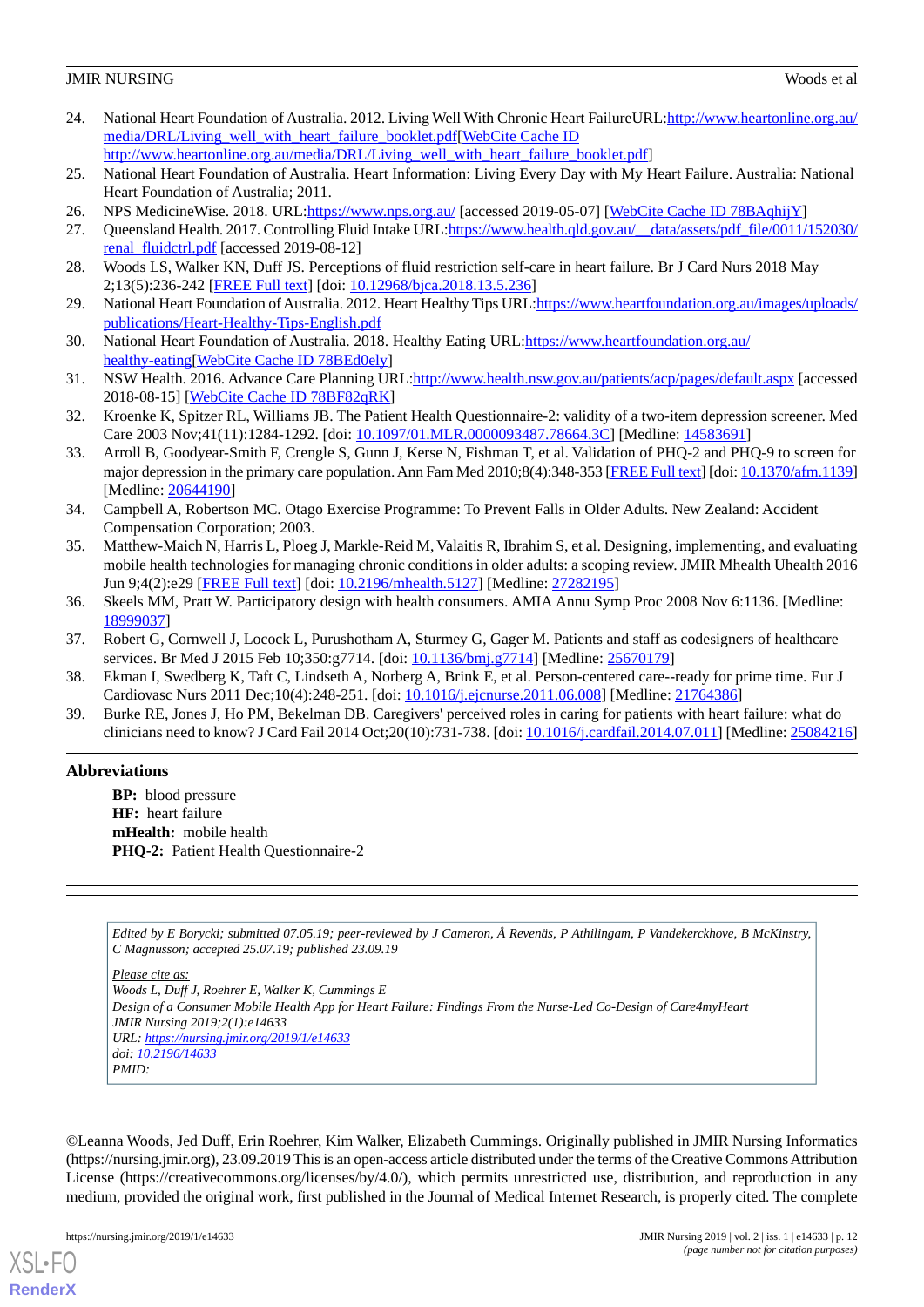24. National Heart Foundation of Australia. 2012. Living Well With Chronic Heart FailureURL:http://www.heartonline.org.au/media/DRL/Living_well_with_heart_failure_booklet.pdf[WebCite Cache ID http://www.heartonline.org.au/media/DRL/Living_well_with_heart_failure_booklet.pdf]
25. National Heart Foundation of Australia. Heart Information: Living Every Day with My Heart Failure. Australia: National Heart Foundation of Australia; 2011.
26. NPS MedicineWise. 2018. URL:https://www.nps.org.au/ [accessed 2019-05-07] [WebCite Cache ID 78BAqhijY]
27. Queensland Health. 2017. Controlling Fluid Intake URL:https://www.health.qld.gov.au/__data/assets/pdf_file/0011/152030/renal_fluidctrl.pdf [accessed 2019-08-12]
28. Woods LS, Walker KN, Duff JS. Perceptions of fluid restriction self-care in heart failure. Br J Card Nurs 2018 May 2;13(5):236-242 [FREE Full text] [doi: 10.12968/bjca.2018.13.5.236]
29. National Heart Foundation of Australia. 2012. Heart Healthy Tips URL:https://www.heartfoundation.org.au/images/uploads/publications/Heart-Healthy-Tips-English.pdf
30. National Heart Foundation of Australia. 2018. Healthy Eating URL:https://www.heartfoundation.org.au/healthy-eating[WebCite Cache ID 78BEd0ely]
31. NSW Health. 2016. Advance Care Planning URL:http://www.health.nsw.gov.au/patients/acp/pages/default.aspx [accessed 2018-08-15] [WebCite Cache ID 78BF82qRK]
32. Kroenke K, Spitzer RL, Williams JB. The Patient Health Questionnaire-2: validity of a two-item depression screener. Med Care 2003 Nov;41(11):1284-1292. [doi: 10.1097/01.MLR.0000093487.78664.3C] [Medline: 14583691]
33. Arroll B, Goodyear-Smith F, Crengle S, Gunn J, Kerse N, Fishman T, et al. Validation of PHQ-2 and PHQ-9 to screen for major depression in the primary care population. Ann Fam Med 2010;8(4):348-353 [FREE Full text] [doi: 10.1370/afm.1139] [Medline: 20644190]
34. Campbell A, Robertson MC. Otago Exercise Programme: To Prevent Falls in Older Adults. New Zealand: Accident Compensation Corporation; 2003.
35. Matthew-Maich N, Harris L, Ploeg J, Markle-Reid M, Valaitis R, Ibrahim S, et al. Designing, implementing, and evaluating mobile health technologies for managing chronic conditions in older adults: a scoping review. JMIR Mhealth Uhealth 2016 Jun 9;4(2):e29 [FREE Full text] [doi: 10.2196/mhealth.5127] [Medline: 27282195]
36. Skeels MM, Pratt W. Participatory design with health consumers. AMIA Annu Symp Proc 2008 Nov 6:1136. [Medline: 18999037]
37. Robert G, Cornwell J, Locock L, Purushotham A, Sturmey G, Gager M. Patients and staff as codesigners of healthcare services. Br Med J 2015 Feb 10;350:g7714. [doi: 10.1136/bmj.g7714] [Medline: 25670179]
38. Ekman I, Swedberg K, Taft C, Lindseth A, Norberg A, Brink E, et al. Person-centered care--ready for prime time. Eur J Cardiovasc Nurs 2011 Dec;10(4):248-251. [doi: 10.1016/j.ejcnurse.2011.06.008] [Medline: 21764386]
39. Burke RE, Jones J, Ho PM, Bekelman DB. Caregivers' perceived roles in caring for patients with heart failure: what do clinicians need to know? J Card Fail 2014 Oct;20(10):731-738. [doi: 10.1016/j.cardfail.2014.07.011] [Medline: 25084216]

## Abbreviations

**BP:** blood pressure
**HF:** heart failure
**mHealth:** mobile health
**PHQ-2:** Patient Health Questionnaire-2

*Edited by E Borycki; submitted 07.05.19; peer-reviewed by J Cameron, Å Revenäs, P Athilingam, P Vandekerckhove, B McKinstry, C Magnusson; accepted 25.07.19; published 23.09.19*

*Please cite as:*
*Woods L, Duff J, Roehrer E, Walker K, Cummings E*
*Design of a Consumer Mobile Health App for Heart Failure: Findings From the Nurse-Led Co-Design of Care4myHeart*
*JMIR Nursing 2019;2(1):e14633*
*URL: https://nursing.jmir.org/2019/1/e14633*
*doi: 10.2196/14633*
*PMID:*

©Leanna Woods, Jed Duff, Erin Roehrer, Kim Walker, Elizabeth Cummings. Originally published in JMIR Nursing Informatics (https://nursing.jmir.org), 23.09.2019 This is an open-access article distributed under the terms of the Creative Commons Attribution License (https://creativecommons.org/licenses/by/4.0/), which permits unrestricted use, distribution, and reproduction in any medium, provided the original work, first published in the Journal of Medical Internet Research, is properly cited. The complete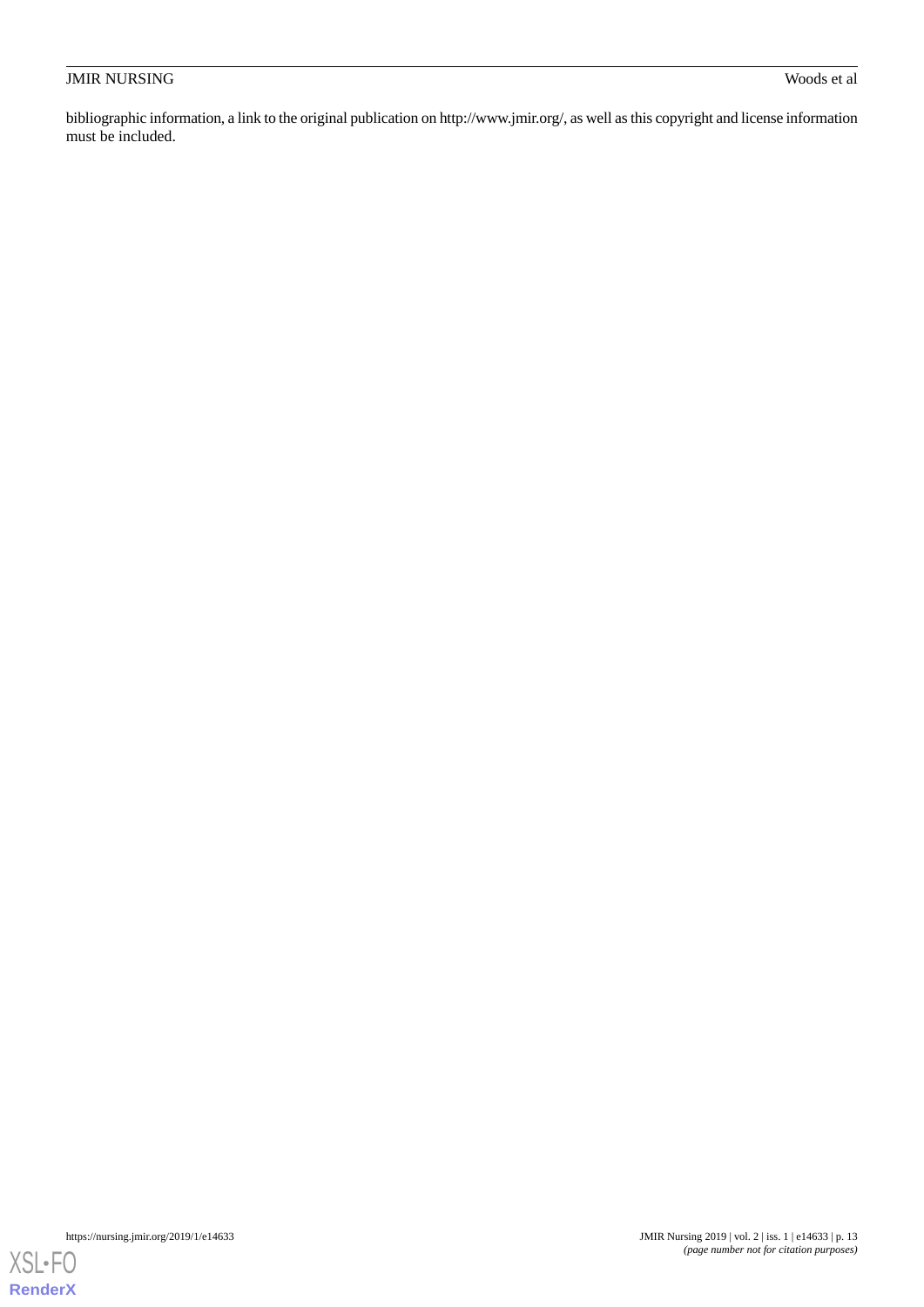bibliographic information, a link to the original publication on http://www.jmir.org/, as well as this copyright and license information must be included.